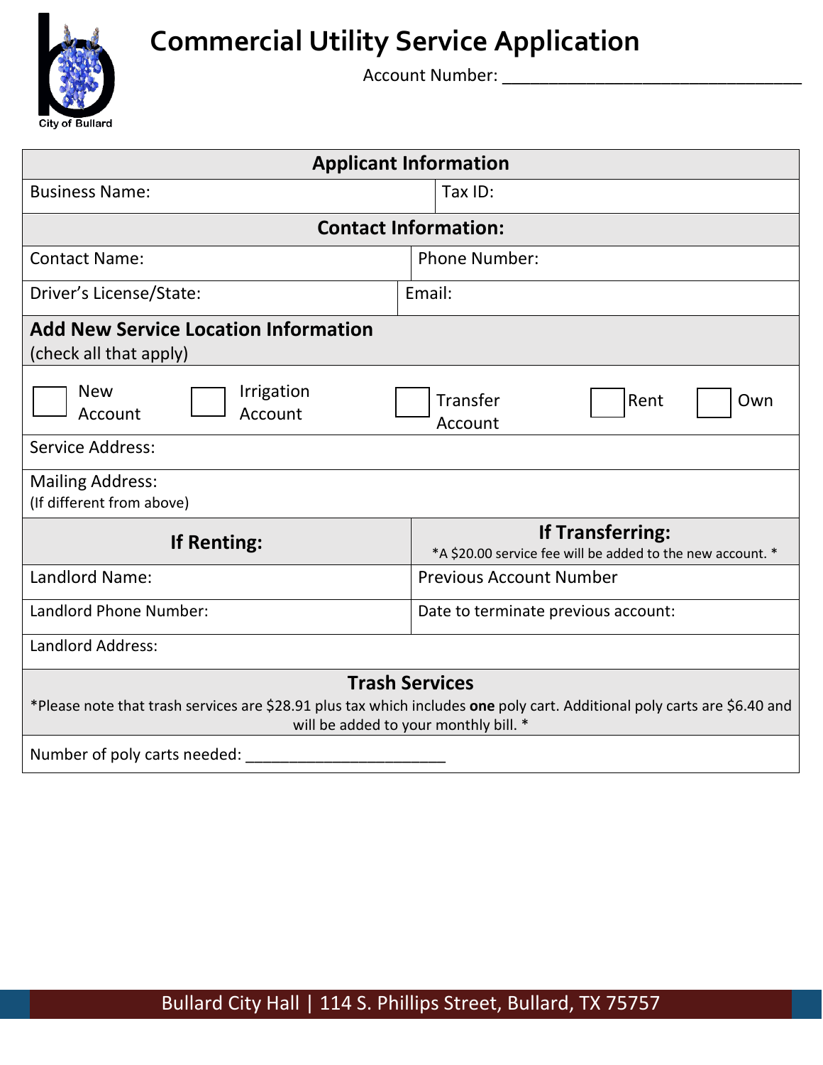City of Bullard

# Commercial Utility Service Application

Account Number: ______________________________

## Applicant Information

| Business Name: | Tax ID: |
|---|---|

### Contact Information:

| Contact Name: | Phone Number: |
|---|---|
| Driver's License/State: | Email: |

### Add New Service Location Information

(check all that apply)

☐ New Account ☐ Irrigation Account ☐ Transfer Account ☐ Rent ☐ Own

Service Address:

Mailing Address:
(If different from above)

| If Renting: | If Transferring: *A $20.00 service fee will be added to the new account. * |
|---|---|
| Landlord Name: | Previous Account Number |
| Landlord Phone Number: | Date to terminate previous account: |
| Landlord Address: | |

### Trash Services

*Please note that trash services are $28.91 plus tax which includes **one** poly cart. Additional poly carts are $6.40 and will be added to your monthly bill. *

Number of poly carts needed: ______________________

Bullard City Hall | 114 S. Phillips Street, Bullard, TX 75757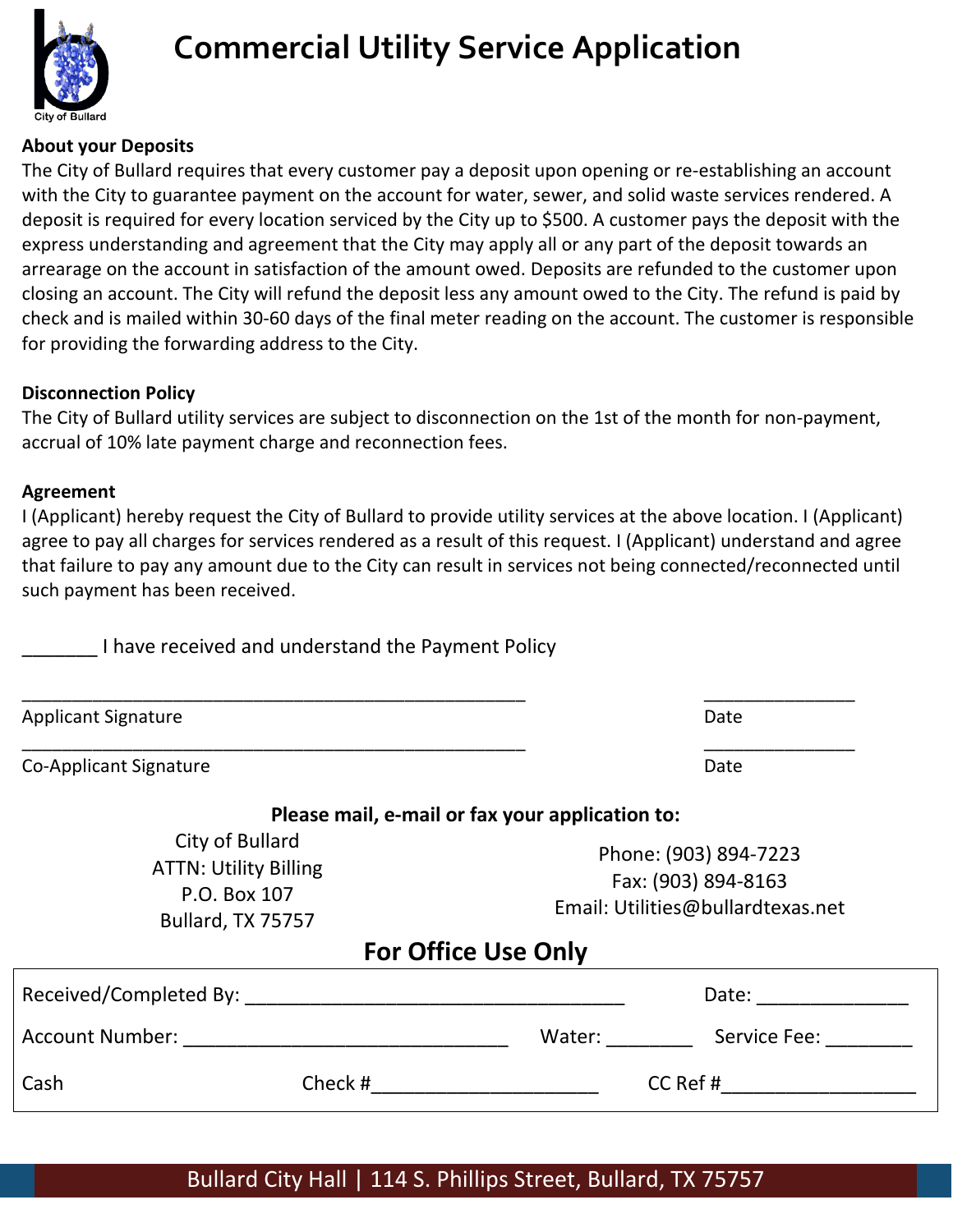City of Bullard

# Commercial Utility Service Application

**About your Deposits**

The City of Bullard requires that every customer pay a deposit upon opening or re-establishing an account with the City to guarantee payment on the account for water, sewer, and solid waste services rendered. A deposit is required for every location serviced by the City up to $500. A customer pays the deposit with the express understanding and agreement that the City may apply all or any part of the deposit towards an arrearage on the account in satisfaction of the amount owed. Deposits are refunded to the customer upon closing an account. The City will refund the deposit less any amount owed to the City. The refund is paid by check and is mailed within 30-60 days of the final meter reading on the account. The customer is responsible for providing the forwarding address to the City.

**Disconnection Policy**

The City of Bullard utility services are subject to disconnection on the 1st of the month for non-payment, accrual of 10% late payment charge and reconnection fees.

**Agreement**

I (Applicant) hereby request the City of Bullard to provide utility services at the above location. I (Applicant) agree to pay all charges for services rendered as a result of this request. I (Applicant) understand and agree that failure to pay any amount due to the City can result in services not being connected/reconnected until such payment has been received.

_______ I have received and understand the Payment Policy

__________________________________________________ _______________
Applicant Signature Date

__________________________________________________ _______________
Co-Applicant Signature Date

**Please mail, e-mail or fax your application to:**

City of Bullard
ATTN: Utility Billing
P.O. Box 107
Bullard, TX 75757

Phone: (903) 894-7223
Fax: (903) 894-8163
Email: Utilities@bullardtexas.net

## For Office Use Only

Received/Completed By: ___________________________________ Date: ______________

Account Number: ______________________________ Water: ________ Service Fee: ________

Cash Check #_____________________ CC Ref #__________________

Bullard City Hall | 114 S. Phillips Street, Bullard, TX 75757